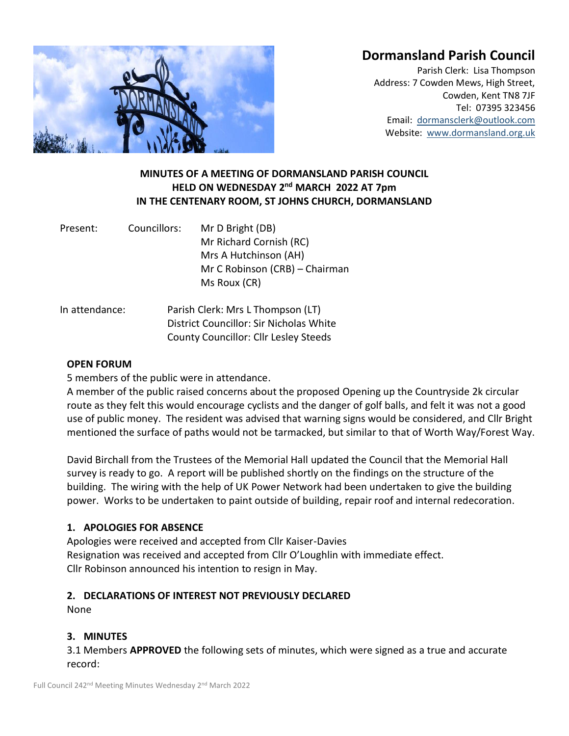# Dormansland Parish Council

Parish Clerk: Lisa Thompson
Address: 7 Cowden Mews, High Street,
Cowden, Kent TN8 7JF
Tel: 07395 323456
Email: dormansclerk@outlook.com
Website: www.dormansland.org.uk

**MINUTES OF A MEETING OF DORMANSLAND PARISH COUNCIL**
**HELD ON WEDNESDAY 2nd MARCH 2022 AT 7pm**
**IN THE CENTENARY ROOM, ST JOHNS CHURCH, DORMANSLAND**

Present: Councillors:
Mr D Bright (DB)
Mr Richard Cornish (RC)
Mrs A Hutchinson (AH)
Mr C Robinson (CRB) – Chairman
Ms Roux (CR)

In attendance:
Parish Clerk: Mrs L Thompson (LT)
District Councillor: Sir Nicholas White
County Councillor: Cllr Lesley Steeds

## OPEN FORUM

5 members of the public were in attendance.

A member of the public raised concerns about the proposed Opening up the Countryside 2k circular route as they felt this would encourage cyclists and the danger of golf balls, and felt it was not a good use of public money. The resident was advised that warning signs would be considered, and Cllr Bright mentioned the surface of paths would not be tarmacked, but similar to that of Worth Way/Forest Way.

David Birchall from the Trustees of the Memorial Hall updated the Council that the Memorial Hall survey is ready to go. A report will be published shortly on the findings on the structure of the building. The wiring with the help of UK Power Network had been undertaken to give the building power. Works to be undertaken to paint outside of building, repair roof and internal redecoration.

## 1. APOLOGIES FOR ABSENCE

Apologies were received and accepted from Cllr Kaiser-Davies
Resignation was received and accepted from Cllr O'Loughlin with immediate effect.
Cllr Robinson announced his intention to resign in May.

## 2. DECLARATIONS OF INTEREST NOT PREVIOUSLY DECLARED

None

## 3. MINUTES

3.1 Members **APPROVED** the following sets of minutes, which were signed as a true and accurate record: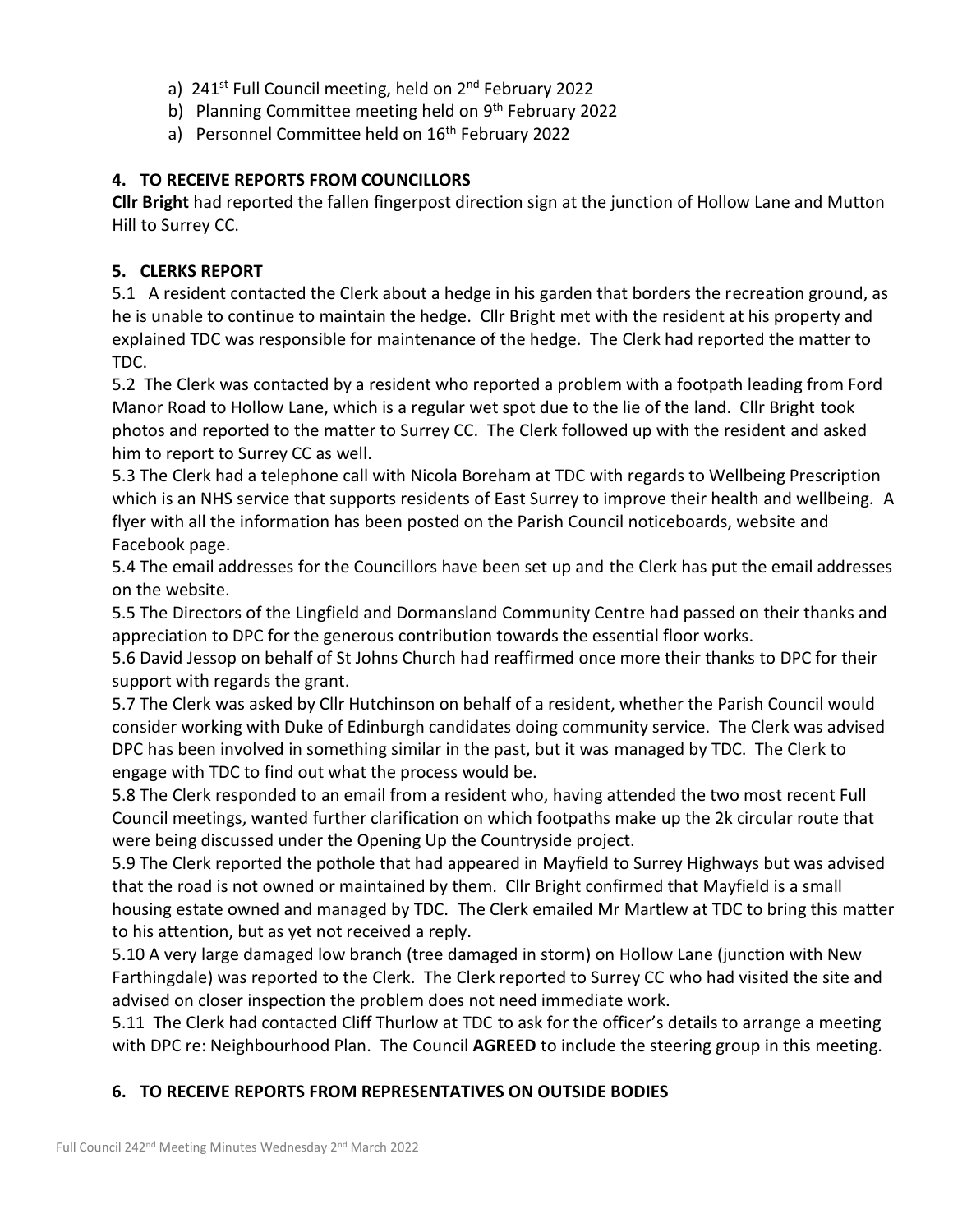a) 241st Full Council meeting, held on 2nd February 2022
b) Planning Committee meeting held on 9th February 2022
a) Personnel Committee held on 16th February 2022

## 4. TO RECEIVE REPORTS FROM COUNCILLORS

**Cllr Bright** had reported the fallen fingerpost direction sign at the junction of Hollow Lane and Mutton Hill to Surrey CC.

## 5. CLERKS REPORT

5.1 A resident contacted the Clerk about a hedge in his garden that borders the recreation ground, as he is unable to continue to maintain the hedge. Cllr Bright met with the resident at his property and explained TDC was responsible for maintenance of the hedge. The Clerk had reported the matter to TDC.

5.2 The Clerk was contacted by a resident who reported a problem with a footpath leading from Ford Manor Road to Hollow Lane, which is a regular wet spot due to the lie of the land. Cllr Bright took photos and reported to the matter to Surrey CC. The Clerk followed up with the resident and asked him to report to Surrey CC as well.

5.3 The Clerk had a telephone call with Nicola Boreham at TDC with regards to Wellbeing Prescription which is an NHS service that supports residents of East Surrey to improve their health and wellbeing. A flyer with all the information has been posted on the Parish Council noticeboards, website and Facebook page.

5.4 The email addresses for the Councillors have been set up and the Clerk has put the email addresses on the website.

5.5 The Directors of the Lingfield and Dormansland Community Centre had passed on their thanks and appreciation to DPC for the generous contribution towards the essential floor works.

5.6 David Jessop on behalf of St Johns Church had reaffirmed once more their thanks to DPC for their support with regards the grant.

5.7 The Clerk was asked by Cllr Hutchinson on behalf of a resident, whether the Parish Council would consider working with Duke of Edinburgh candidates doing community service. The Clerk was advised DPC has been involved in something similar in the past, but it was managed by TDC. The Clerk to engage with TDC to find out what the process would be.

5.8 The Clerk responded to an email from a resident who, having attended the two most recent Full Council meetings, wanted further clarification on which footpaths make up the 2k circular route that were being discussed under the Opening Up the Countryside project.

5.9 The Clerk reported the pothole that had appeared in Mayfield to Surrey Highways but was advised that the road is not owned or maintained by them. Cllr Bright confirmed that Mayfield is a small housing estate owned and managed by TDC. The Clerk emailed Mr Martlew at TDC to bring this matter to his attention, but as yet not received a reply.

5.10 A very large damaged low branch (tree damaged in storm) on Hollow Lane (junction with New Farthingdale) was reported to the Clerk. The Clerk reported to Surrey CC who had visited the site and advised on closer inspection the problem does not need immediate work.

5.11 The Clerk had contacted Cliff Thurlow at TDC to ask for the officer's details to arrange a meeting with DPC re: Neighbourhood Plan. The Council **AGREED** to include the steering group in this meeting.

## 6. TO RECEIVE REPORTS FROM REPRESENTATIVES ON OUTSIDE BODIES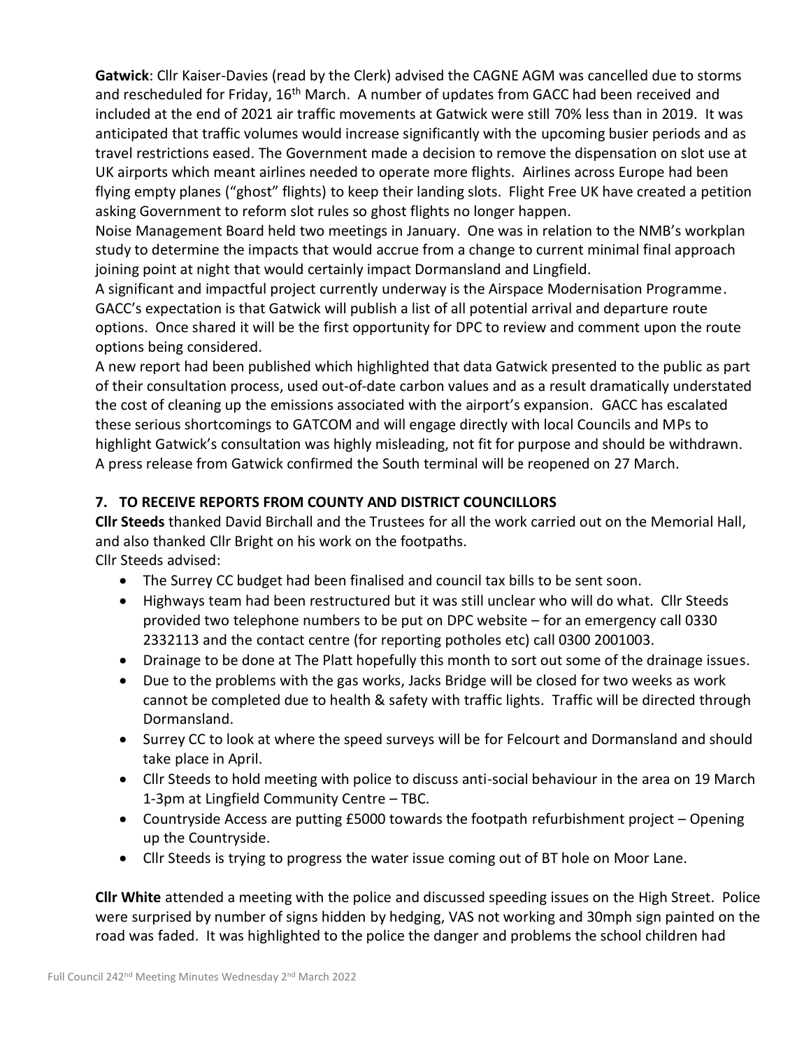**Gatwick**: Cllr Kaiser-Davies (read by the Clerk) advised the CAGNE AGM was cancelled due to storms and rescheduled for Friday, 16th March. A number of updates from GACC had been received and included at the end of 2021 air traffic movements at Gatwick were still 70% less than in 2019. It was anticipated that traffic volumes would increase significantly with the upcoming busier periods and as travel restrictions eased. The Government made a decision to remove the dispensation on slot use at UK airports which meant airlines needed to operate more flights. Airlines across Europe had been flying empty planes ("ghost" flights) to keep their landing slots. Flight Free UK have created a petition asking Government to reform slot rules so ghost flights no longer happen.

Noise Management Board held two meetings in January. One was in relation to the NMB's workplan study to determine the impacts that would accrue from a change to current minimal final approach joining point at night that would certainly impact Dormansland and Lingfield.

A significant and impactful project currently underway is the Airspace Modernisation Programme. GACC's expectation is that Gatwick will publish a list of all potential arrival and departure route options. Once shared it will be the first opportunity for DPC to review and comment upon the route options being considered.

A new report had been published which highlighted that data Gatwick presented to the public as part of their consultation process, used out-of-date carbon values and as a result dramatically understated the cost of cleaning up the emissions associated with the airport's expansion. GACC has escalated these serious shortcomings to GATCOM and will engage directly with local Councils and MPs to highlight Gatwick's consultation was highly misleading, not fit for purpose and should be withdrawn. A press release from Gatwick confirmed the South terminal will be reopened on 27 March.

## 7. TO RECEIVE REPORTS FROM COUNTY AND DISTRICT COUNCILLORS

**Cllr Steeds** thanked David Birchall and the Trustees for all the work carried out on the Memorial Hall, and also thanked Cllr Bright on his work on the footpaths.

Cllr Steeds advised:

- The Surrey CC budget had been finalised and council tax bills to be sent soon.
- Highways team had been restructured but it was still unclear who will do what. Cllr Steeds provided two telephone numbers to be put on DPC website – for an emergency call 0330 2332113 and the contact centre (for reporting potholes etc) call 0300 2001003.
- Drainage to be done at The Platt hopefully this month to sort out some of the drainage issues.
- Due to the problems with the gas works, Jacks Bridge will be closed for two weeks as work cannot be completed due to health & safety with traffic lights. Traffic will be directed through Dormansland.
- Surrey CC to look at where the speed surveys will be for Felcourt and Dormansland and should take place in April.
- Cllr Steeds to hold meeting with police to discuss anti-social behaviour in the area on 19 March 1-3pm at Lingfield Community Centre – TBC.
- Countryside Access are putting £5000 towards the footpath refurbishment project – Opening up the Countryside.
- Cllr Steeds is trying to progress the water issue coming out of BT hole on Moor Lane.

**Cllr White** attended a meeting with the police and discussed speeding issues on the High Street. Police were surprised by number of signs hidden by hedging, VAS not working and 30mph sign painted on the road was faded. It was highlighted to the police the danger and problems the school children had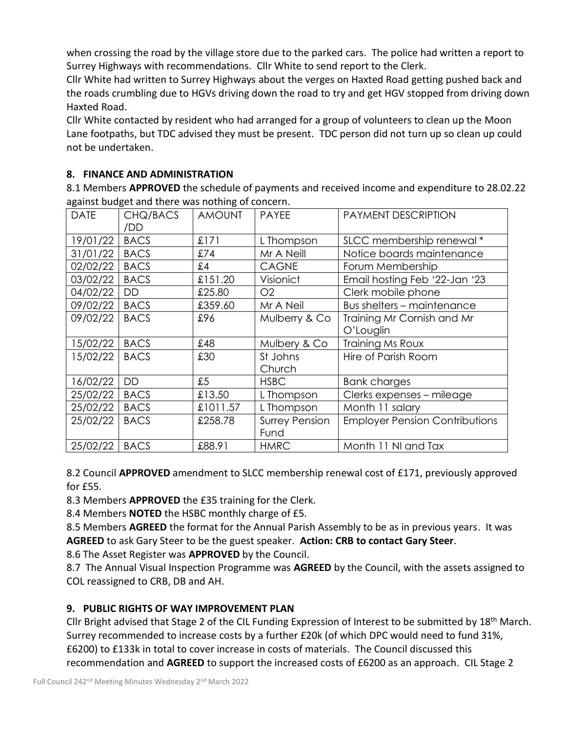when crossing the road by the village store due to the parked cars. The police had written a report to Surrey Highways with recommendations. Cllr White to send report to the Clerk.

Cllr White had written to Surrey Highways about the verges on Haxted Road getting pushed back and the roads crumbling due to HGVs driving down the road to try and get HGV stopped from driving down Haxted Road.

Cllr White contacted by resident who had arranged for a group of volunteers to clean up the Moon Lane footpaths, but TDC advised they must be present. TDC person did not turn up so clean up could not be undertaken.

## 8. FINANCE AND ADMINISTRATION

8.1 Members **APPROVED** the schedule of payments and received income and expenditure to 28.02.22 against budget and there was nothing of concern.

| DATE | CHQ/BACS /DD | AMOUNT | PAYEE | PAYMENT DESCRIPTION |
|---|---|---|---|---|
| 19/01/22 | BACS | £171 | L Thompson | SLCC membership renewal * |
| 31/01/22 | BACS | £74 | Mr A Neill | Notice boards maintenance |
| 02/02/22 | BACS | £4 | CAGNE | Forum Membership |
| 03/02/22 | BACS | £151.20 | Visionict | Email hosting Feb '22-Jan '23 |
| 04/02/22 | DD | £25.80 | O2 | Clerk mobile phone |
| 09/02/22 | BACS | £359.60 | Mr A Neil | Bus shelters – maintenance |
| 09/02/22 | BACS | £96 | Mulberry & Co | Training Mr Cornish and Mr O'Louglin |
| 15/02/22 | BACS | £48 | Mulbery & Co | Training Ms Roux |
| 15/02/22 | BACS | £30 | St Johns Church | Hire of Parish Room |
| 16/02/22 | DD | £5 | HSBC | Bank charges |
| 25/02/22 | BACS | £13.50 | L Thompson | Clerks expenses – mileage |
| 25/02/22 | BACS | £1011.57 | L Thompson | Month 11 salary |
| 25/02/22 | BACS | £258.78 | Surrey Pension Fund | Employer Pension Contributions |
| 25/02/22 | BACS | £88.91 | HMRC | Month 11 NI and Tax |

8.2 Council **APPROVED** amendment to SLCC membership renewal cost of £171, previously approved for £55.

8.3 Members **APPROVED** the £35 training for the Clerk.

8.4 Members **NOTED** the HSBC monthly charge of £5.

8.5 Members **AGREED** the format for the Annual Parish Assembly to be as in previous years. It was **AGREED** to ask Gary Steer to be the guest speaker. **Action: CRB to contact Gary Steer**.

8.6 The Asset Register was **APPROVED** by the Council.

8.7 The Annual Visual Inspection Programme was **AGREED** by the Council, with the assets assigned to COL reassigned to CRB, DB and AH.

## 9. PUBLIC RIGHTS OF WAY IMPROVEMENT PLAN

Cllr Bright advised that Stage 2 of the CIL Funding Expression of Interest to be submitted by 18th March. Surrey recommended to increase costs by a further £20k (of which DPC would need to fund 31%, £6200) to £133k in total to cover increase in costs of materials. The Council discussed this recommendation and **AGREED** to support the increased costs of £6200 as an approach. CIL Stage 2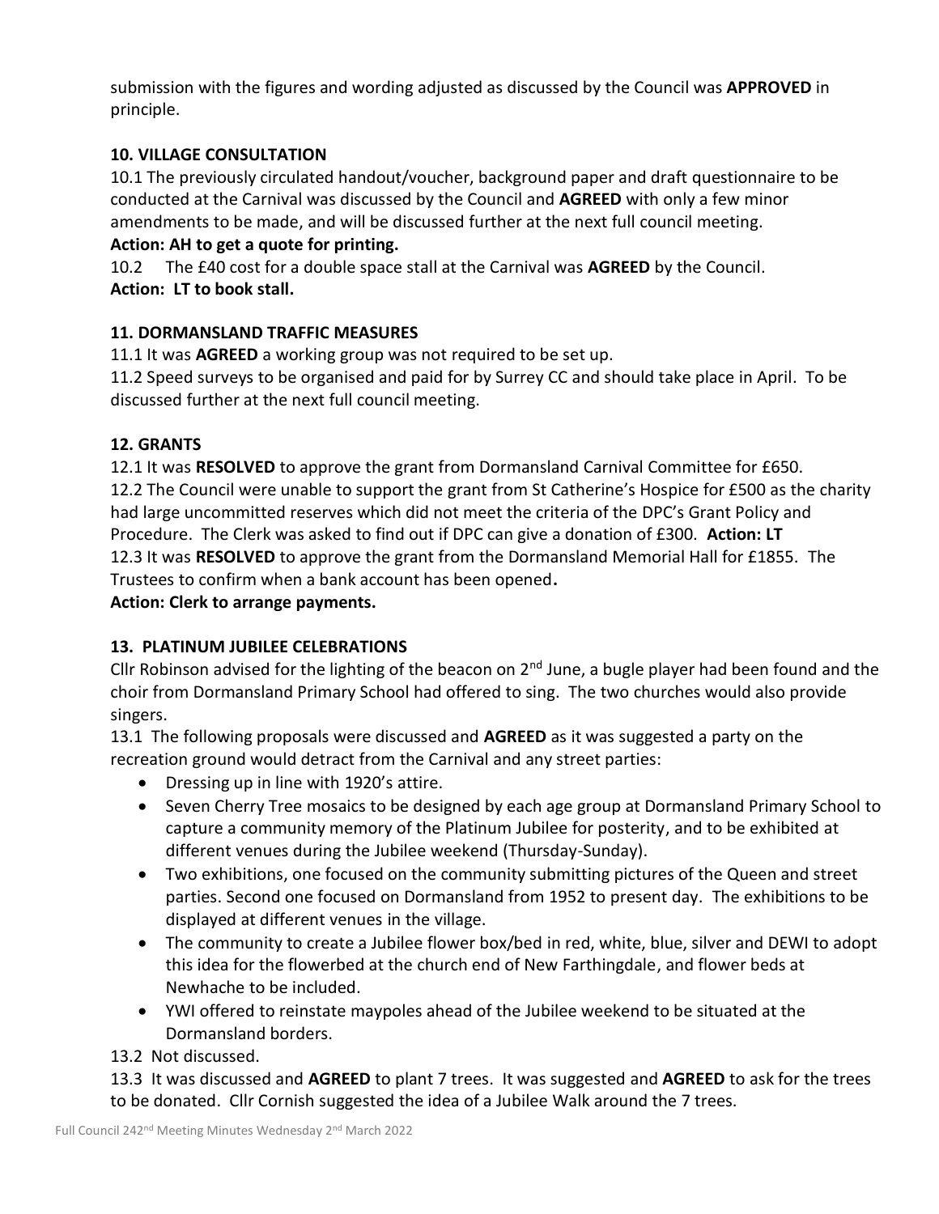submission with the figures and wording adjusted as discussed by the Council was **APPROVED** in principle.

### 10. VILLAGE CONSULTATION

10.1 The previously circulated handout/voucher, background paper and draft questionnaire to be conducted at the Carnival was discussed by the Council and **AGREED** with only a few minor amendments to be made, and will be discussed further at the next full council meeting.

**Action: AH to get a quote for printing.**

10.2 The £40 cost for a double space stall at the Carnival was **AGREED** by the Council.

**Action: LT to book stall.**

### 11. DORMANSLAND TRAFFIC MEASURES

11.1 It was **AGREED** a working group was not required to be set up.

11.2 Speed surveys to be organised and paid for by Surrey CC and should take place in April. To be discussed further at the next full council meeting.

### 12. GRANTS

12.1 It was **RESOLVED** to approve the grant from Dormansland Carnival Committee for £650.

12.2 The Council were unable to support the grant from St Catherine's Hospice for £500 as the charity had large uncommitted reserves which did not meet the criteria of the DPC's Grant Policy and Procedure. The Clerk was asked to find out if DPC can give a donation of £300. **Action: LT**

12.3 It was **RESOLVED** to approve the grant from the Dormansland Memorial Hall for £1855. The Trustees to confirm when a bank account has been opened**.**

**Action: Clerk to arrange payments.**

### 13. PLATINUM JUBILEE CELEBRATIONS

Cllr Robinson advised for the lighting of the beacon on 2nd June, a bugle player had been found and the choir from Dormansland Primary School had offered to sing. The two churches would also provide singers.

13.1 The following proposals were discussed and **AGREED** as it was suggested a party on the recreation ground would detract from the Carnival and any street parties:

- Dressing up in line with 1920's attire.
- Seven Cherry Tree mosaics to be designed by each age group at Dormansland Primary School to capture a community memory of the Platinum Jubilee for posterity, and to be exhibited at different venues during the Jubilee weekend (Thursday-Sunday).
- Two exhibitions, one focused on the community submitting pictures of the Queen and street parties. Second one focused on Dormansland from 1952 to present day. The exhibitions to be displayed at different venues in the village.
- The community to create a Jubilee flower box/bed in red, white, blue, silver and DEWI to adopt this idea for the flowerbed at the church end of New Farthingdale, and flower beds at Newhache to be included.
- YWI offered to reinstate maypoles ahead of the Jubilee weekend to be situated at the Dormansland borders.

13.2 Not discussed.

13.3 It was discussed and **AGREED** to plant 7 trees. It was suggested and **AGREED** to ask for the trees to be donated. Cllr Cornish suggested the idea of a Jubilee Walk around the 7 trees.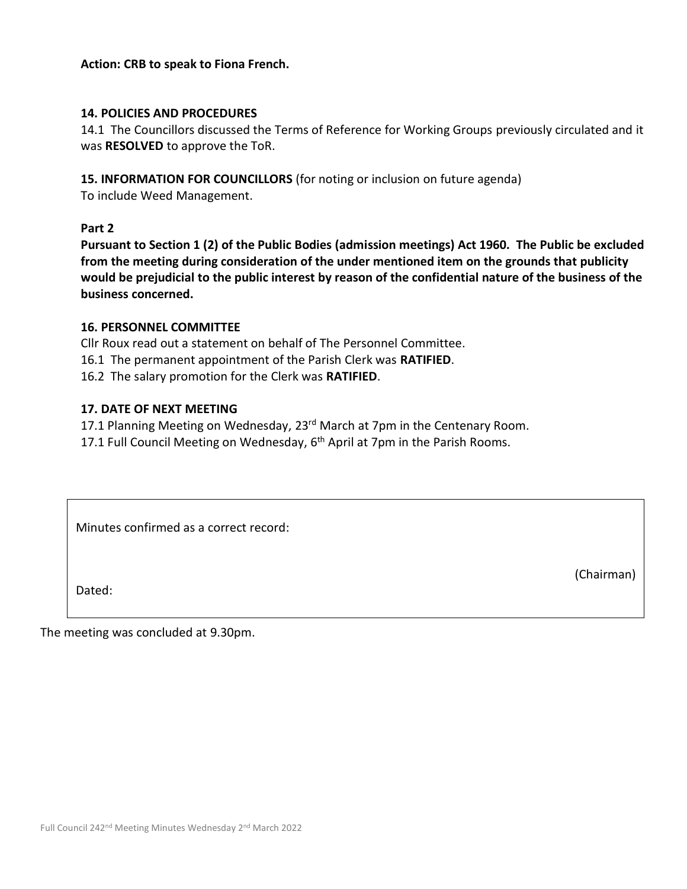**Action: CRB to speak to Fiona French.**

**14. POLICIES AND PROCEDURES**

14.1 The Councillors discussed the Terms of Reference for Working Groups previously circulated and it was **RESOLVED** to approve the ToR.

**15. INFORMATION FOR COUNCILLORS** (for noting or inclusion on future agenda)

To include Weed Management.

**Part 2**

**Pursuant to Section 1 (2) of the Public Bodies (admission meetings) Act 1960. The Public be excluded from the meeting during consideration of the under mentioned item on the grounds that publicity would be prejudicial to the public interest by reason of the confidential nature of the business of the business concerned.**

**16. PERSONNEL COMMITTEE**

Cllr Roux read out a statement on behalf of The Personnel Committee.

16.1 The permanent appointment of the Parish Clerk was **RATIFIED**.

16.2 The salary promotion for the Clerk was **RATIFIED**.

**17. DATE OF NEXT MEETING**

17.1 Planning Meeting on Wednesday, 23rd March at 7pm in the Centenary Room.

17.1 Full Council Meeting on Wednesday, 6th April at 7pm in the Parish Rooms.

Minutes confirmed as a correct record:

(Chairman)

Dated:

The meeting was concluded at 9.30pm.